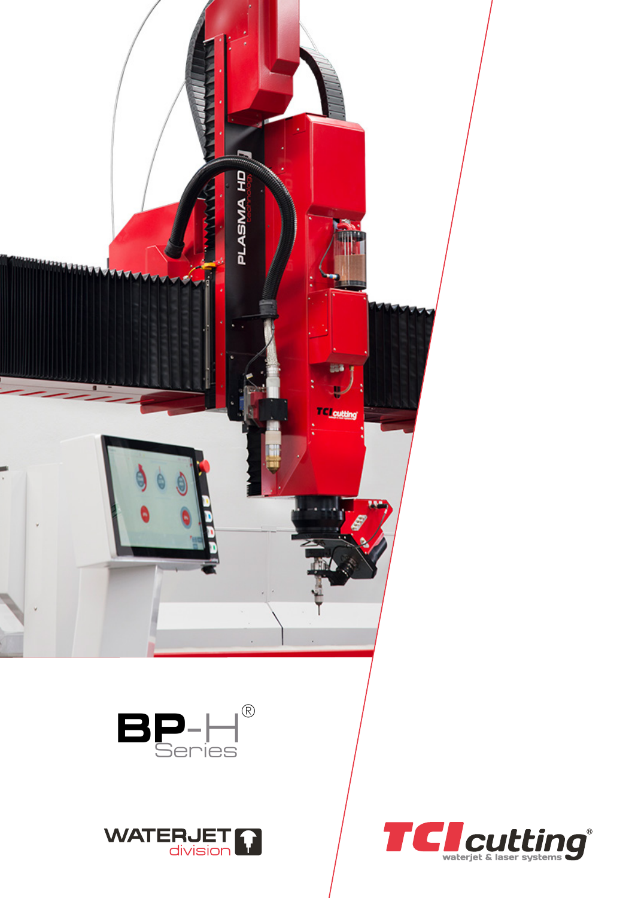# BP-H® Series

WATERJET division

TCI cutting®
waterjet & laser systems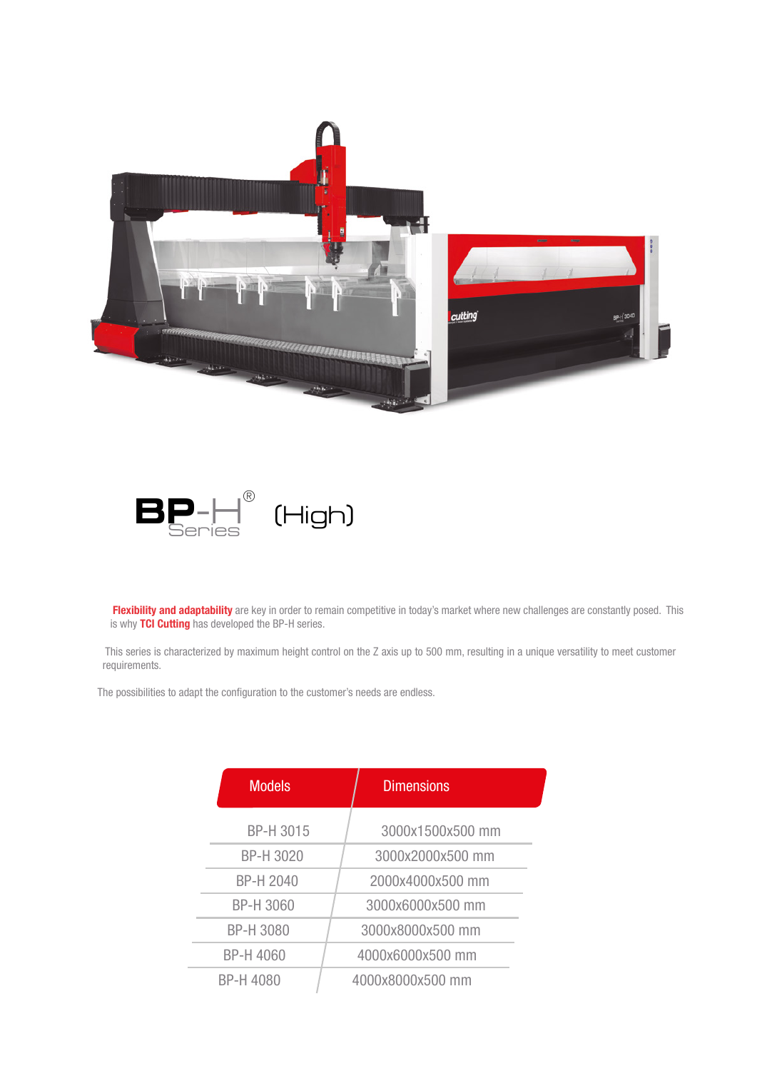# BP-H® Series (High)

**Flexibility and adaptability** are key in order to remain competitive in today's market where new challenges are constantly posed. This is why **TCI Cutting** has developed the BP-H series.

This series is characterized by maximum height control on the Z axis up to 500 mm, resulting in a unique versatility to meet customer requirements.

The possibilities to adapt the configuration to the customer's needs are endless.

| Models | Dimensions |
|---|---|
| BP-H 3015 | 3000x1500x500 mm |
| BP-H 3020 | 3000x2000x500 mm |
| BP-H 2040 | 2000x4000x500 mm |
| BP-H 3060 | 3000x6000x500 mm |
| BP-H 3080 | 3000x8000x500 mm |
| BP-H 4060 | 4000x6000x500 mm |
| BP-H 4080 | 4000x8000x500 mm |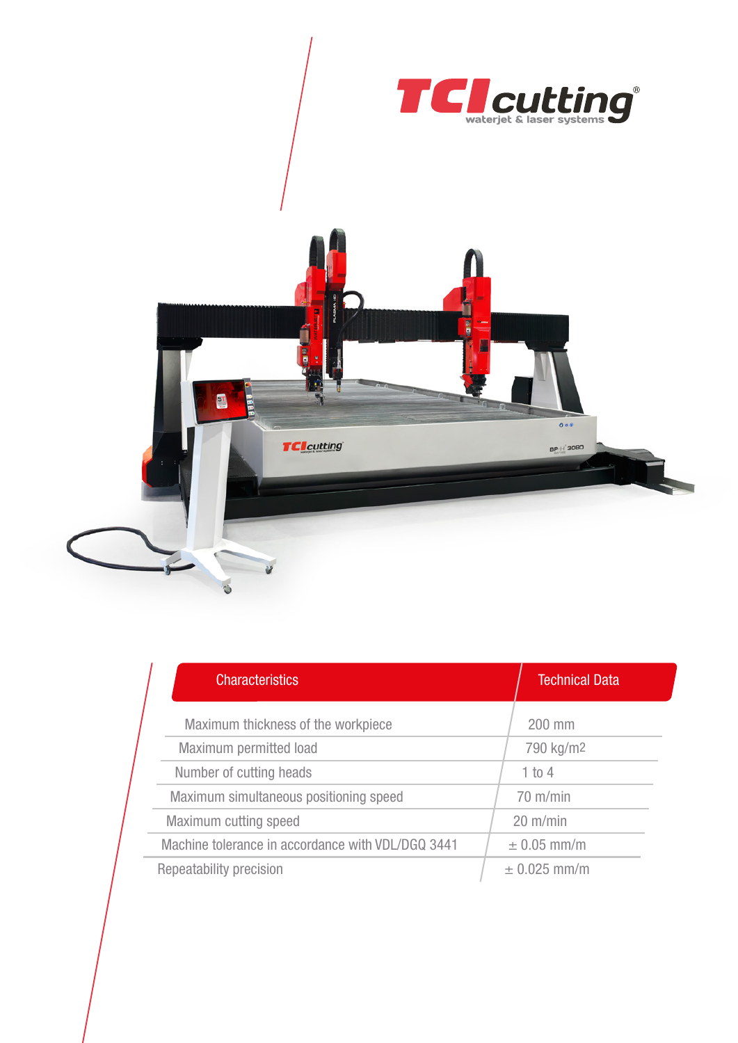| Characteristics | Technical Data |
|---|---|
| Maximum thickness of the workpiece | 200 mm |
| Maximum permitted load | 790 kg/m2 |
| Number of cutting heads | 1 to 4 |
| Maximum simultaneous positioning speed | 70 m/min |
| Maximum cutting speed | 20 m/min |
| Machine tolerance in accordance with VDL/DGQ 3441 | ± 0.05 mm/m |
| Repeatability precision | ± 0.025 mm/m |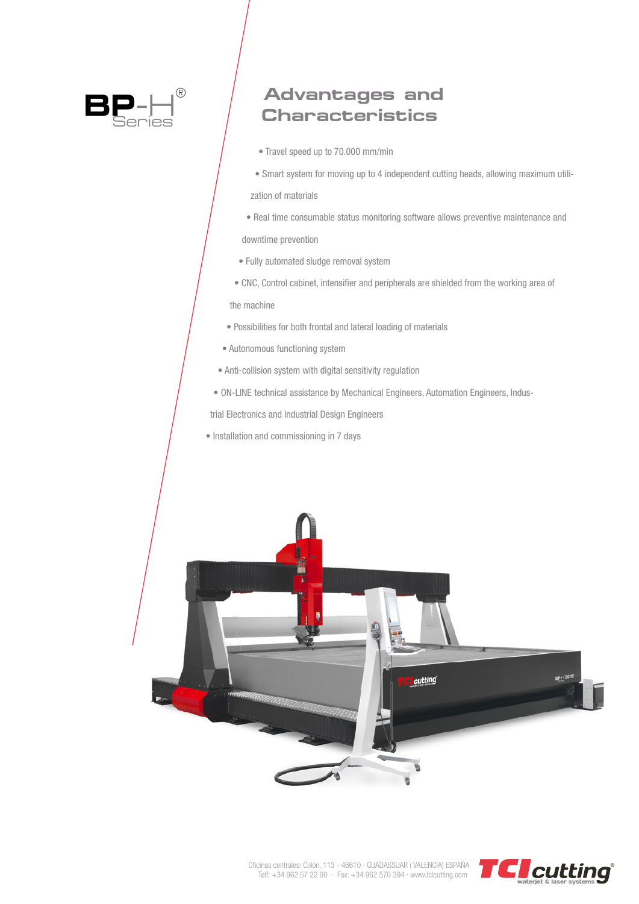BP-H® Series

## Advantages and Characteristics

- Travel speed up to 70.000 mm/min
- Smart system for moving up to 4 independent cutting heads, allowing maximum utilization of materials
- Real time consumable status monitoring software allows preventive maintenance and downtime prevention
- Fully automated sludge removal system
- CNC, Control cabinet, intensifier and peripherals are shielded from the working area of the machine
- Possibilities for both frontal and lateral loading of materials
- Autonomous functioning system
- Anti-collision system with digital sensitivity regulation
- ON-LINE technical assistance by Mechanical Engineers, Automation Engineers, Industrial Electronics and Industrial Design Engineers
- Installation and commissioning in 7 days

Oficinas centrales: Colón, 113 - 46610 - GUADASSUAR ( VALENCIA) ESPAÑA
Telf: +34 962 57 22 90 · Fax: +34 962 570 394 · www.tcicutting.com

TCI cutting® waterjet & laser systems